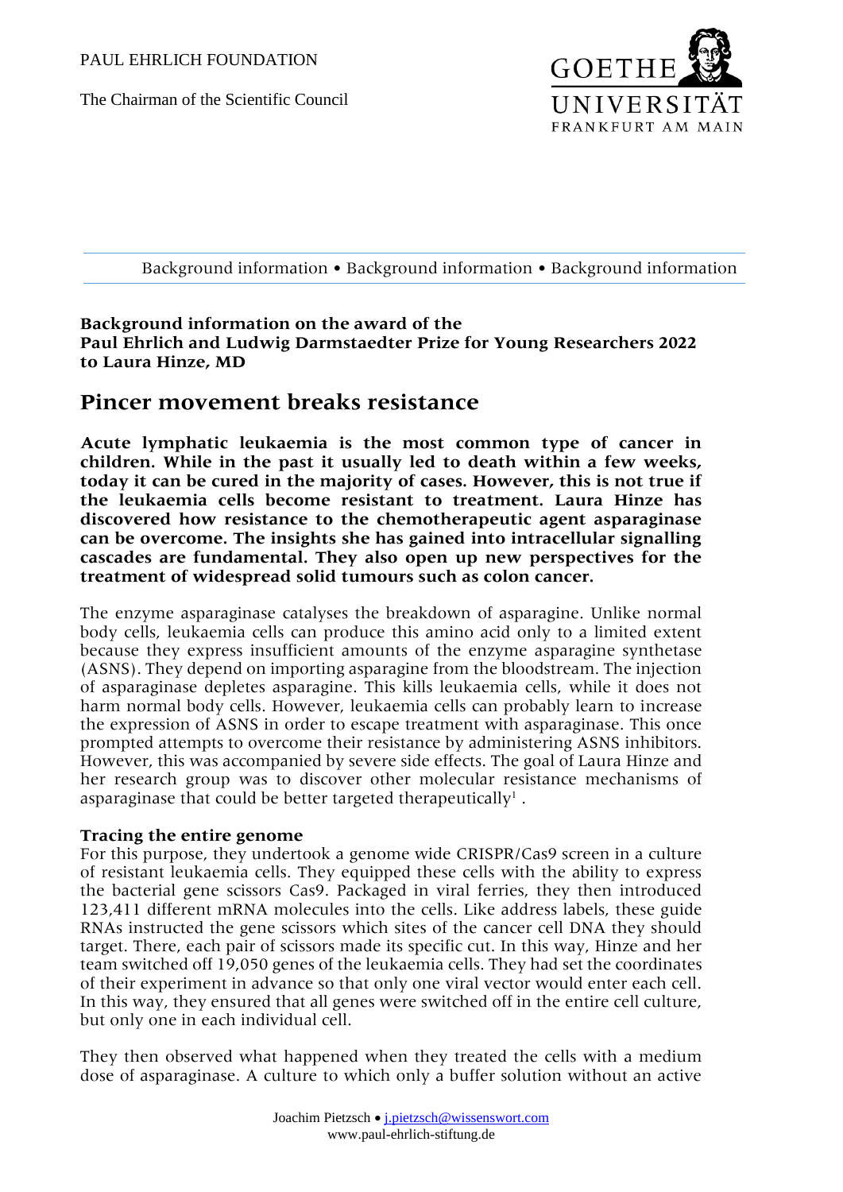PAUL EHRLICH FOUNDATION

The Chairman of the Scientific Council

GOETHE UNIVERSITÄT FRANKFURT AM MAIN

Background information • Background information • Background information

**Background information on the award of the Paul Ehrlich and Ludwig Darmstaedter Prize for Young Researchers 2022 to Laura Hinze, MD**

# Pincer movement breaks resistance

**Acute lymphatic leukaemia is the most common type of cancer in children. While in the past it usually led to death within a few weeks, today it can be cured in the majority of cases. However, this is not true if the leukaemia cells become resistant to treatment. Laura Hinze has discovered how resistance to the chemotherapeutic agent asparaginase can be overcome. The insights she has gained into intracellular signalling cascades are fundamental. They also open up new perspectives for the treatment of widespread solid tumours such as colon cancer.**

The enzyme asparaginase catalyses the breakdown of asparagine. Unlike normal body cells, leukaemia cells can produce this amino acid only to a limited extent because they express insufficient amounts of the enzyme asparagine synthetase (ASNS). They depend on importing asparagine from the bloodstream. The injection of asparaginase depletes asparagine. This kills leukaemia cells, while it does not harm normal body cells. However, leukaemia cells can probably learn to increase the expression of ASNS in order to escape treatment with asparaginase. This once prompted attempts to overcome their resistance by administering ASNS inhibitors. However, this was accompanied by severe side effects. The goal of Laura Hinze and her research group was to discover other molecular resistance mechanisms of asparaginase that could be better targeted therapeutically[1] .

### Tracing the entire genome

For this purpose, they undertook a genome wide CRISPR/Cas9 screen in a culture of resistant leukaemia cells. They equipped these cells with the ability to express the bacterial gene scissors Cas9. Packaged in viral ferries, they then introduced 123,411 different mRNA molecules into the cells. Like address labels, these guide RNAs instructed the gene scissors which sites of the cancer cell DNA they should target. There, each pair of scissors made its specific cut. In this way, Hinze and her team switched off 19,050 genes of the leukaemia cells. They had set the coordinates of their experiment in advance so that only one viral vector would enter each cell. In this way, they ensured that all genes were switched off in the entire cell culture, but only one in each individual cell.

They then observed what happened when they treated the cells with a medium dose of asparaginase. A culture to which only a buffer solution without an active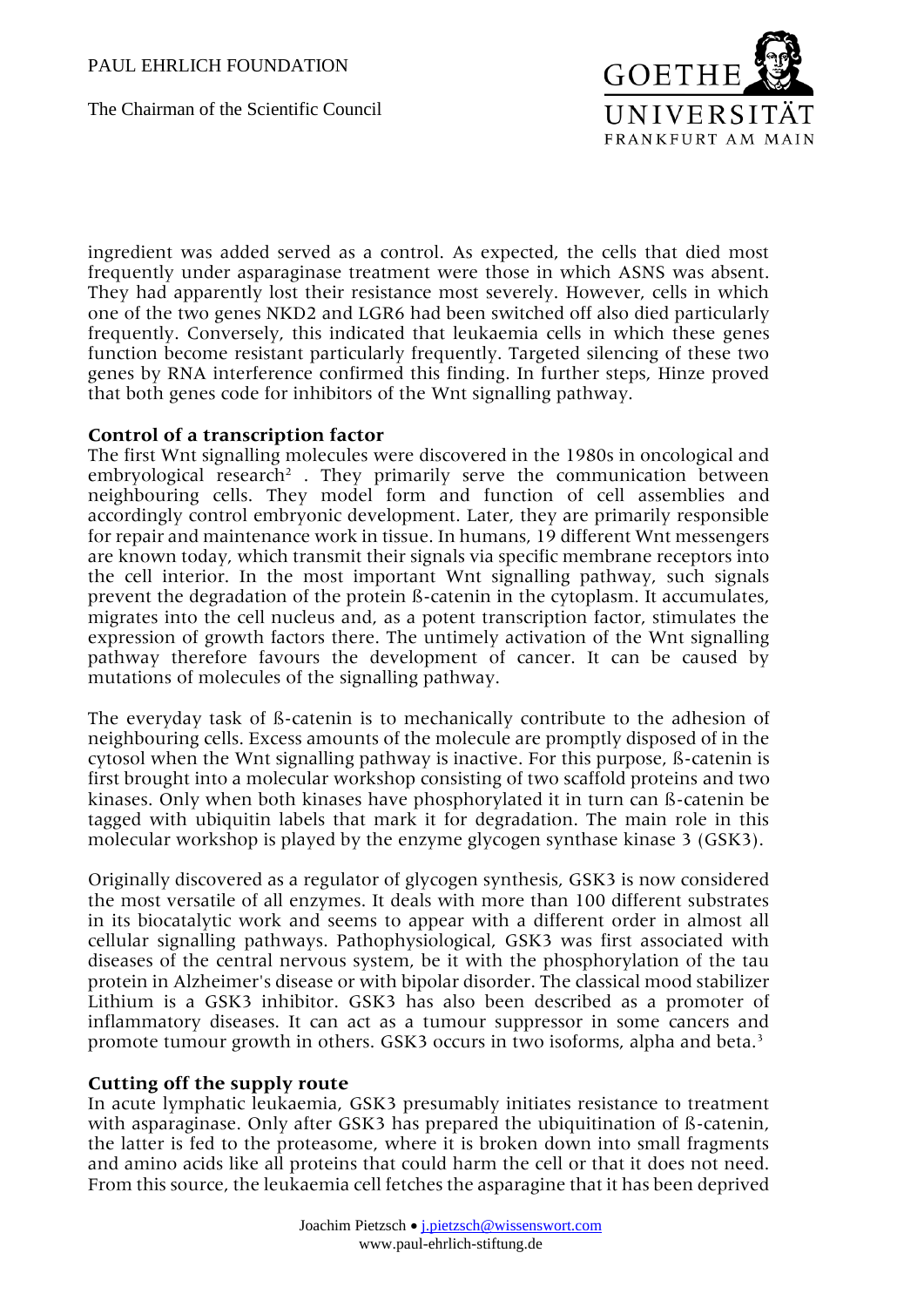ingredient was added served as a control. As expected, the cells that died most frequently under asparaginase treatment were those in which ASNS was absent. They had apparently lost their resistance most severely. However, cells in which one of the two genes NKD2 and LGR6 had been switched off also died particularly frequently. Conversely, this indicated that leukaemia cells in which these genes function become resistant particularly frequently. Targeted silencing of these two genes by RNA interference confirmed this finding. In further steps, Hinze proved that both genes code for inhibitors of the Wnt signalling pathway.

**Control of a transcription factor**

The first Wnt signalling molecules were discovered in the 1980s in oncological and embryological research[2] . They primarily serve the communication between neighbouring cells. They model form and function of cell assemblies and accordingly control embryonic development. Later, they are primarily responsible for repair and maintenance work in tissue. In humans, 19 different Wnt messengers are known today, which transmit their signals via specific membrane receptors into the cell interior. In the most important Wnt signalling pathway, such signals prevent the degradation of the protein ß-catenin in the cytoplasm. It accumulates, migrates into the cell nucleus and, as a potent transcription factor, stimulates the expression of growth factors there. The untimely activation of the Wnt signalling pathway therefore favours the development of cancer. It can be caused by mutations of molecules of the signalling pathway.

The everyday task of ß-catenin is to mechanically contribute to the adhesion of neighbouring cells. Excess amounts of the molecule are promptly disposed of in the cytosol when the Wnt signalling pathway is inactive. For this purpose, ß-catenin is first brought into a molecular workshop consisting of two scaffold proteins and two kinases. Only when both kinases have phosphorylated it in turn can ß-catenin be tagged with ubiquitin labels that mark it for degradation. The main role in this molecular workshop is played by the enzyme glycogen synthase kinase 3 (GSK3).

Originally discovered as a regulator of glycogen synthesis, GSK3 is now considered the most versatile of all enzymes. It deals with more than 100 different substrates in its biocatalytic work and seems to appear with a different order in almost all cellular signalling pathways. Pathophysiological, GSK3 was first associated with diseases of the central nervous system, be it with the phosphorylation of the tau protein in Alzheimer's disease or with bipolar disorder. The classical mood stabilizer Lithium is a GSK3 inhibitor. GSK3 has also been described as a promoter of inflammatory diseases. It can act as a tumour suppressor in some cancers and promote tumour growth in others. GSK3 occurs in two isoforms, alpha and beta.[3]

**Cutting off the supply route**

In acute lymphatic leukaemia, GSK3 presumably initiates resistance to treatment with asparaginase. Only after GSK3 has prepared the ubiquitination of ß-catenin, the latter is fed to the proteasome, where it is broken down into small fragments and amino acids like all proteins that could harm the cell or that it does not need. From this source, the leukaemia cell fetches the asparagine that it has been deprived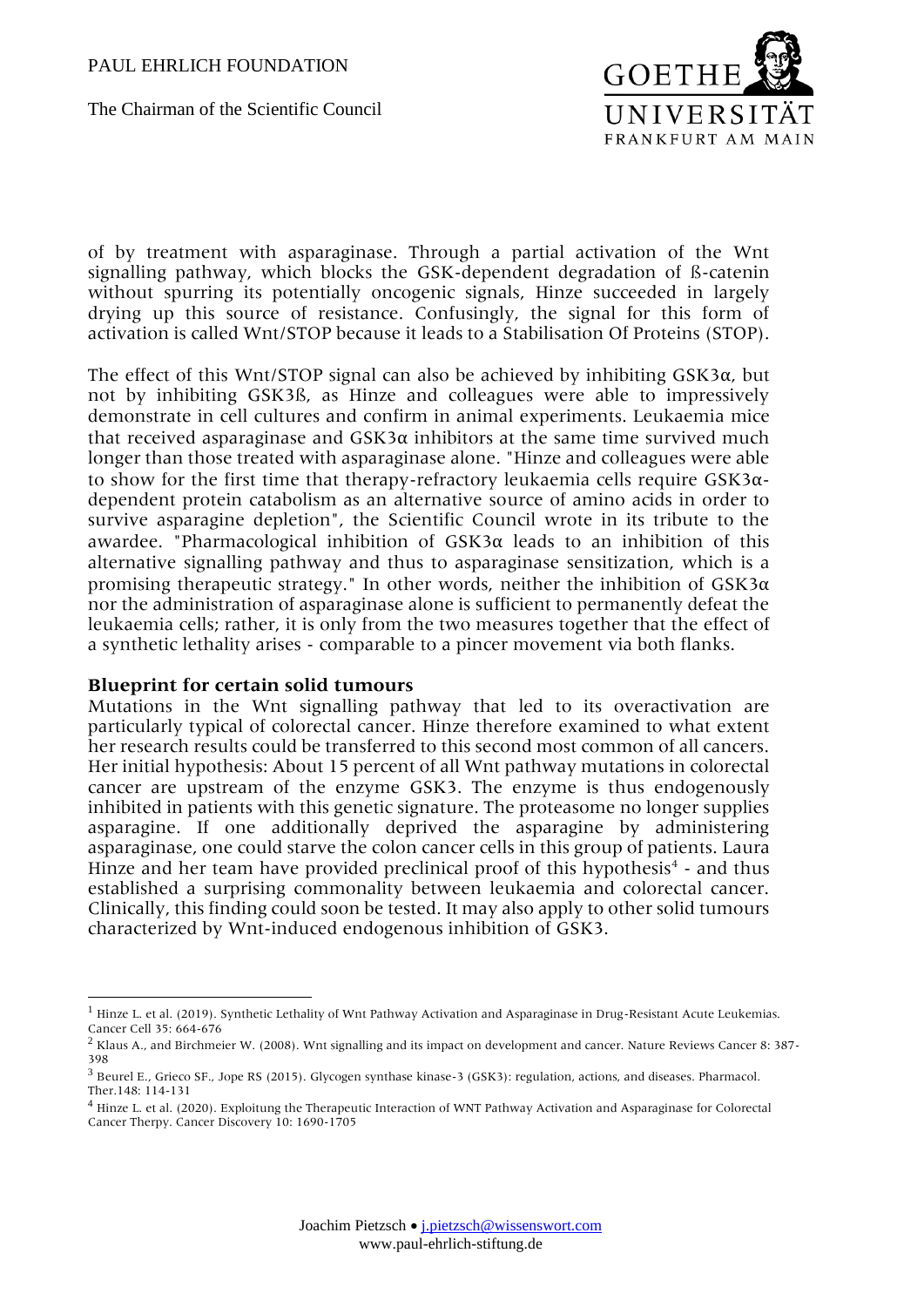of by treatment with asparaginase. Through a partial activation of the Wnt signalling pathway, which blocks the GSK-dependent degradation of ß-catenin without spurring its potentially oncogenic signals, Hinze succeeded in largely drying up this source of resistance. Confusingly, the signal for this form of activation is called Wnt/STOP because it leads to a Stabilisation Of Proteins (STOP).

The effect of this Wnt/STOP signal can also be achieved by inhibiting GSK3α, but not by inhibiting GSK3ß, as Hinze and colleagues were able to impressively demonstrate in cell cultures and confirm in animal experiments. Leukaemia mice that received asparaginase and GSK3α inhibitors at the same time survived much longer than those treated with asparaginase alone. "Hinze and colleagues were able to show for the first time that therapy-refractory leukaemia cells require GSK3α-dependent protein catabolism as an alternative source of amino acids in order to survive asparagine depletion", the Scientific Council wrote in its tribute to the awardee. "Pharmacological inhibition of GSK3α leads to an inhibition of this alternative signalling pathway and thus to asparaginase sensitization, which is a promising therapeutic strategy." In other words, neither the inhibition of GSK3α nor the administration of asparaginase alone is sufficient to permanently defeat the leukaemia cells; rather, it is only from the two measures together that the effect of a synthetic lethality arises - comparable to a pincer movement via both flanks.

**Blueprint for certain solid tumours**

Mutations in the Wnt signalling pathway that led to its overactivation are particularly typical of colorectal cancer. Hinze therefore examined to what extent her research results could be transferred to this second most common of all cancers. Her initial hypothesis: About 15 percent of all Wnt pathway mutations in colorectal cancer are upstream of the enzyme GSK3. The enzyme is thus endogenously inhibited in patients with this genetic signature. The proteasome no longer supplies asparagine. If one additionally deprived the asparagine by administering asparaginase, one could starve the colon cancer cells in this group of patients. Laura Hinze and her team have provided preclinical proof of this hypothesis[4] - and thus established a surprising commonality between leukaemia and colorectal cancer. Clinically, this finding could soon be tested. It may also apply to other solid tumours characterized by Wnt-induced endogenous inhibition of GSK3.

---

[1] Hinze L. et al. (2019). Synthetic Lethality of Wnt Pathway Activation and Asparaginase in Drug-Resistant Acute Leukemias. Cancer Cell 35: 664-676

[2] Klaus A., and Birchmeier W. (2008). Wnt signalling and its impact on development and cancer. Nature Reviews Cancer 8: 387-398

[3] Beurel E., Grieco SF., Jope RS (2015). Glycogen synthase kinase-3 (GSK3): regulation, actions, and diseases. Pharmacol. Ther.148: 114-131

[4] Hinze L. et al. (2020). Exploitung the Therapeutic Interaction of WNT Pathway Activation and Asparaginase for Colorectal Cancer Therpy. Cancer Discovery 10: 1690-1705